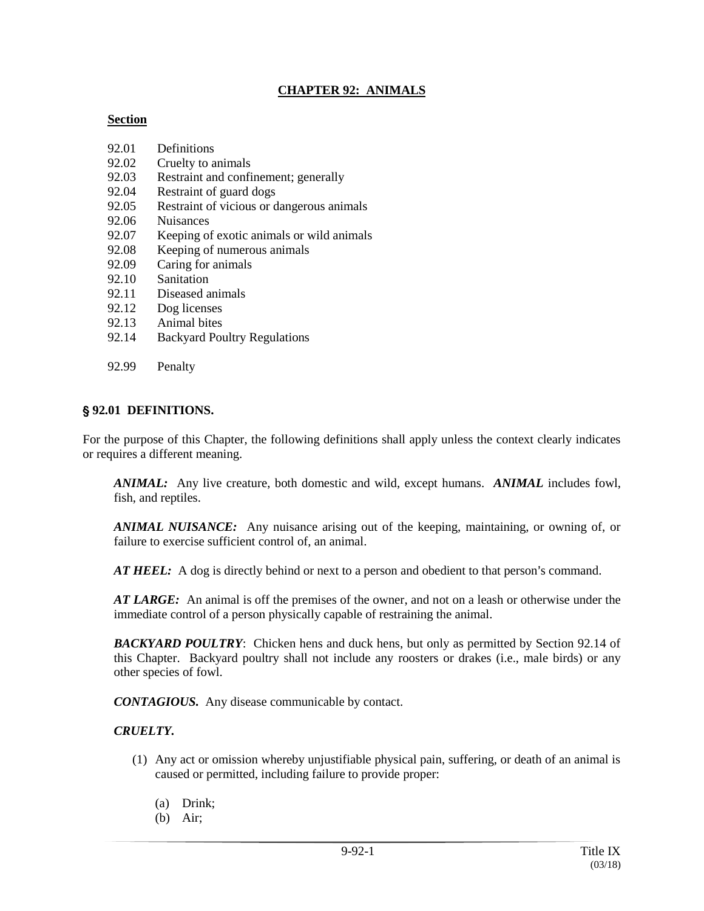# CHAPTER 92: ANIMALS

**Section**

92.01 Definitions
92.02 Cruelty to animals
92.03 Restraint and confinement; generally
92.04 Restraint of guard dogs
92.05 Restraint of vicious or dangerous animals
92.06 Nuisances
92.07 Keeping of exotic animals or wild animals
92.08 Keeping of numerous animals
92.09 Caring for animals
92.10 Sanitation
92.11 Diseased animals
92.12 Dog licenses
92.13 Animal bites
92.14 Backyard Poultry Regulations

92.99 Penalty

## § 92.01 DEFINITIONS.

For the purpose of this Chapter, the following definitions shall apply unless the context clearly indicates or requires a different meaning.

***ANIMAL:*** Any live creature, both domestic and wild, except humans. ***ANIMAL*** includes fowl, fish, and reptiles.

***ANIMAL NUISANCE:*** Any nuisance arising out of the keeping, maintaining, or owning of, or failure to exercise sufficient control of, an animal.

***AT HEEL:*** A dog is directly behind or next to a person and obedient to that person's command.

***AT LARGE:*** An animal is off the premises of the owner, and not on a leash or otherwise under the immediate control of a person physically capable of restraining the animal.

***BACKYARD POULTRY***: Chicken hens and duck hens, but only as permitted by Section 92.14 of this Chapter. Backyard poultry shall not include any roosters or drakes (i.e., male birds) or any other species of fowl.

***CONTAGIOUS.*** Any disease communicable by contact.

***CRUELTY.***

(1) Any act or omission whereby unjustifiable physical pain, suffering, or death of an animal is caused or permitted, including failure to provide proper:

(a) Drink;
(b) Air;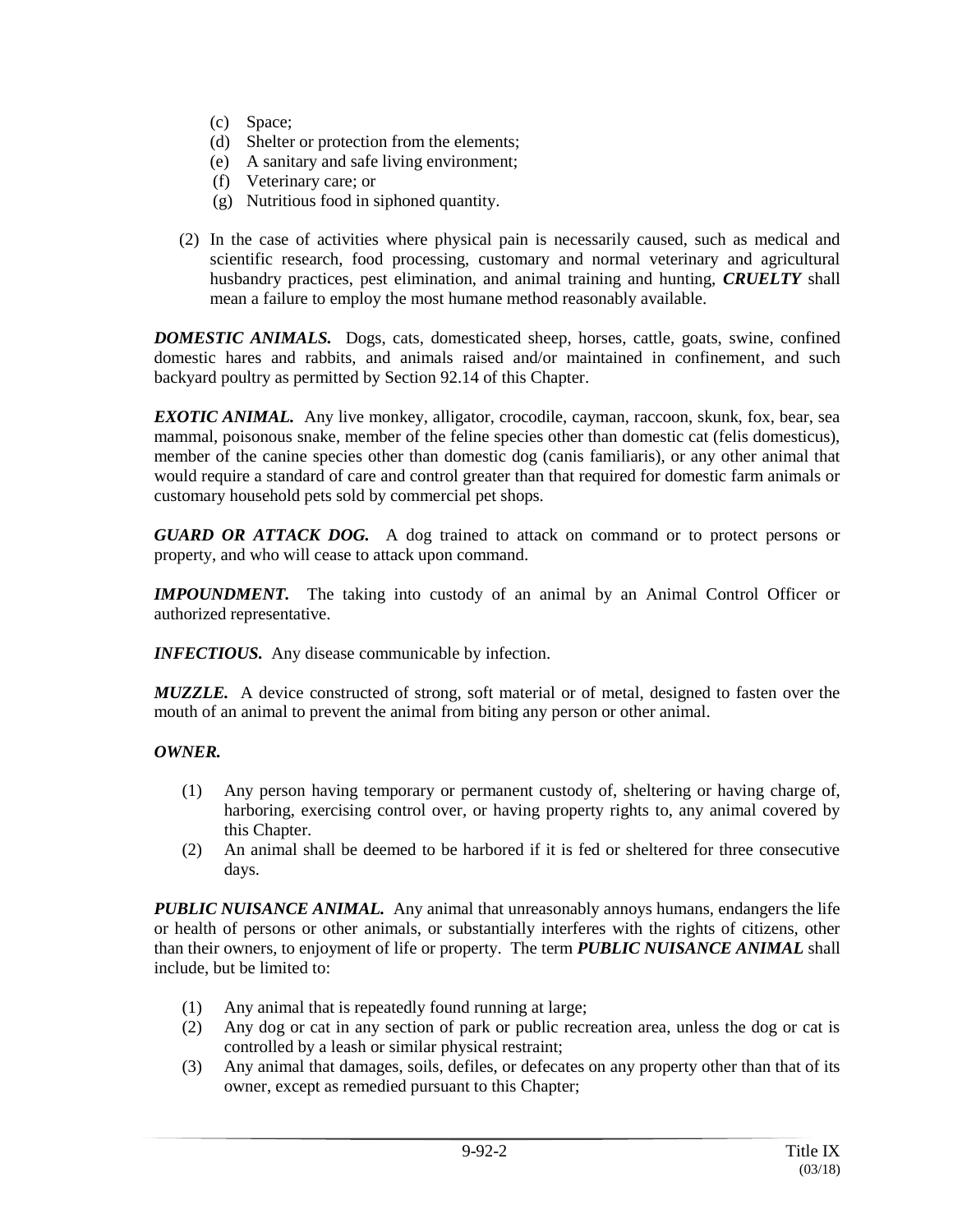(c) Space;
(d) Shelter or protection from the elements;
(e) A sanitary and safe living environment;
(f) Veterinary care; or
(g) Nutritious food in siphoned quantity.

(2) In the case of activities where physical pain is necessarily caused, such as medical and scientific research, food processing, customary and normal veterinary and agricultural husbandry practices, pest elimination, and animal training and hunting, ***CRUELTY*** shall mean a failure to employ the most humane method reasonably available.

***DOMESTIC ANIMALS.*** Dogs, cats, domesticated sheep, horses, cattle, goats, swine, confined domestic hares and rabbits, and animals raised and/or maintained in confinement, and such backyard poultry as permitted by Section 92.14 of this Chapter.

***EXOTIC ANIMAL.*** Any live monkey, alligator, crocodile, cayman, raccoon, skunk, fox, bear, sea mammal, poisonous snake, member of the feline species other than domestic cat (felis domesticus), member of the canine species other than domestic dog (canis familiaris), or any other animal that would require a standard of care and control greater than that required for domestic farm animals or customary household pets sold by commercial pet shops.

***GUARD OR ATTACK DOG.*** A dog trained to attack on command or to protect persons or property, and who will cease to attack upon command.

***IMPOUNDMENT.*** The taking into custody of an animal by an Animal Control Officer or authorized representative.

***INFECTIOUS.*** Any disease communicable by infection.

***MUZZLE.*** A device constructed of strong, soft material or of metal, designed to fasten over the mouth of an animal to prevent the animal from biting any person or other animal.

***OWNER.***

(1) Any person having temporary or permanent custody of, sheltering or having charge of, harboring, exercising control over, or having property rights to, any animal covered by this Chapter.
(2) An animal shall be deemed to be harbored if it is fed or sheltered for three consecutive days.

***PUBLIC NUISANCE ANIMAL.*** Any animal that unreasonably annoys humans, endangers the life or health of persons or other animals, or substantially interferes with the rights of citizens, other than their owners, to enjoyment of life or property. The term ***PUBLIC NUISANCE ANIMAL*** shall include, but be limited to:

(1) Any animal that is repeatedly found running at large;
(2) Any dog or cat in any section of park or public recreation area, unless the dog or cat is controlled by a leash or similar physical restraint;
(3) Any animal that damages, soils, defiles, or defecates on any property other than that of its owner, except as remedied pursuant to this Chapter;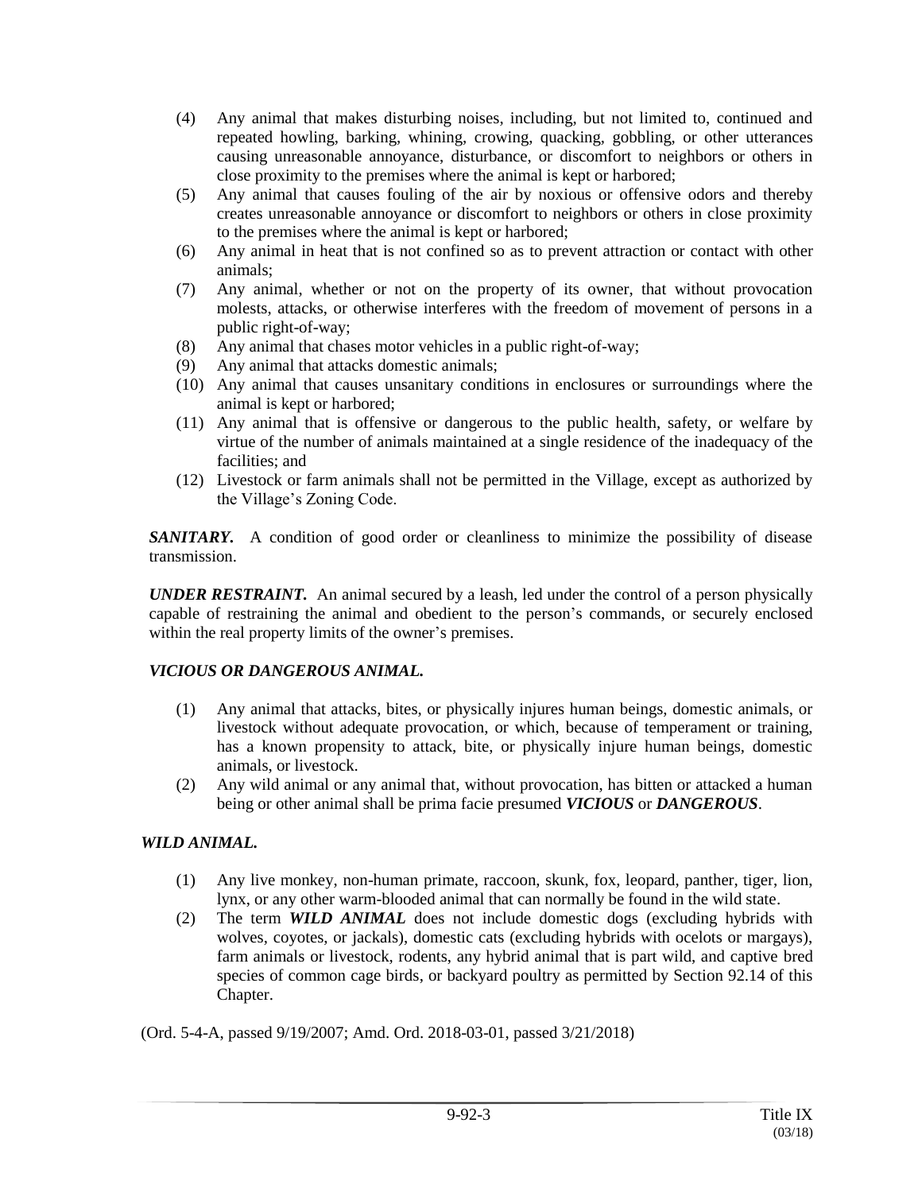(4) Any animal that makes disturbing noises, including, but not limited to, continued and repeated howling, barking, whining, crowing, quacking, gobbling, or other utterances causing unreasonable annoyance, disturbance, or discomfort to neighbors or others in close proximity to the premises where the animal is kept or harbored;

(5) Any animal that causes fouling of the air by noxious or offensive odors and thereby creates unreasonable annoyance or discomfort to neighbors or others in close proximity to the premises where the animal is kept or harbored;

(6) Any animal in heat that is not confined so as to prevent attraction or contact with other animals;

(7) Any animal, whether or not on the property of its owner, that without provocation molests, attacks, or otherwise interferes with the freedom of movement of persons in a public right-of-way;

(8) Any animal that chases motor vehicles in a public right-of-way;

(9) Any animal that attacks domestic animals;

(10) Any animal that causes unsanitary conditions in enclosures or surroundings where the animal is kept or harbored;

(11) Any animal that is offensive or dangerous to the public health, safety, or welfare by virtue of the number of animals maintained at a single residence of the inadequacy of the facilities; and

(12) Livestock or farm animals shall not be permitted in the Village, except as authorized by the Village's Zoning Code.

***SANITARY.*** A condition of good order or cleanliness to minimize the possibility of disease transmission.

***UNDER RESTRAINT.*** An animal secured by a leash, led under the control of a person physically capable of restraining the animal and obedient to the person's commands, or securely enclosed within the real property limits of the owner's premises.

***VICIOUS OR DANGEROUS ANIMAL.***

(1) Any animal that attacks, bites, or physically injures human beings, domestic animals, or livestock without adequate provocation, or which, because of temperament or training, has a known propensity to attack, bite, or physically injure human beings, domestic animals, or livestock.

(2) Any wild animal or any animal that, without provocation, has bitten or attacked a human being or other animal shall be prima facie presumed ***VICIOUS*** or ***DANGEROUS***.

***WILD ANIMAL.***

(1) Any live monkey, non-human primate, raccoon, skunk, fox, leopard, panther, tiger, lion, lynx, or any other warm-blooded animal that can normally be found in the wild state.

(2) The term ***WILD ANIMAL*** does not include domestic dogs (excluding hybrids with wolves, coyotes, or jackals), domestic cats (excluding hybrids with ocelots or margays), farm animals or livestock, rodents, any hybrid animal that is part wild, and captive bred species of common cage birds, or backyard poultry as permitted by Section 92.14 of this Chapter.

(Ord. 5-4-A, passed 9/19/2007; Amd. Ord. 2018-03-01, passed 3/21/2018)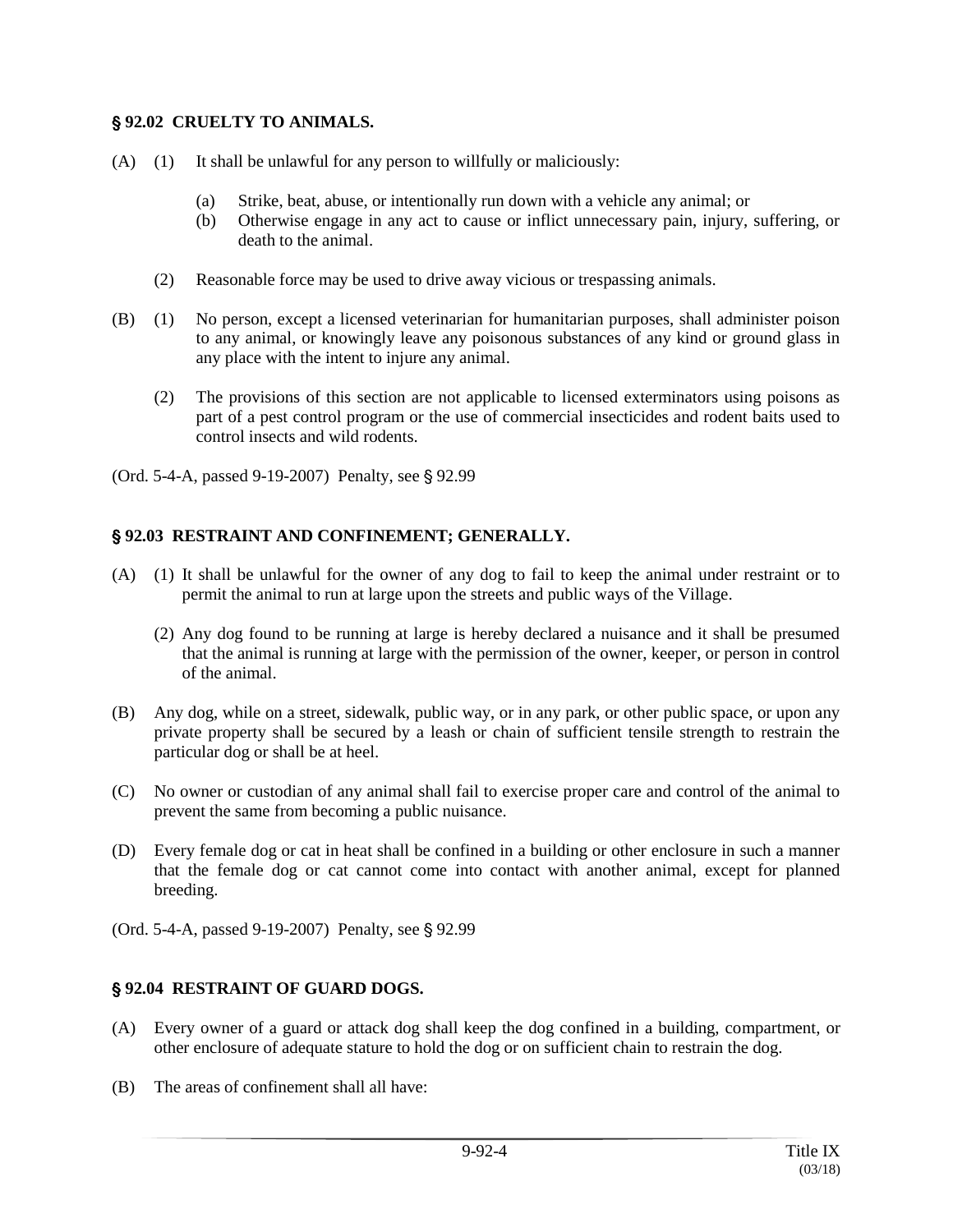### § 92.02 CRUELTY TO ANIMALS.

(A) (1) It shall be unlawful for any person to willfully or maliciously:

(a) Strike, beat, abuse, or intentionally run down with a vehicle any animal; or

(b) Otherwise engage in any act to cause or inflict unnecessary pain, injury, suffering, or death to the animal.

(2) Reasonable force may be used to drive away vicious or trespassing animals.

(B) (1) No person, except a licensed veterinarian for humanitarian purposes, shall administer poison to any animal, or knowingly leave any poisonous substances of any kind or ground glass in any place with the intent to injure any animal.

(2) The provisions of this section are not applicable to licensed exterminators using poisons as part of a pest control program or the use of commercial insecticides and rodent baits used to control insects and wild rodents.

(Ord. 5-4-A, passed 9-19-2007) Penalty, see § 92.99

### § 92.03 RESTRAINT AND CONFINEMENT; GENERALLY.

(A) (1) It shall be unlawful for the owner of any dog to fail to keep the animal under restraint or to permit the animal to run at large upon the streets and public ways of the Village.

(2) Any dog found to be running at large is hereby declared a nuisance and it shall be presumed that the animal is running at large with the permission of the owner, keeper, or person in control of the animal.

(B) Any dog, while on a street, sidewalk, public way, or in any park, or other public space, or upon any private property shall be secured by a leash or chain of sufficient tensile strength to restrain the particular dog or shall be at heel.

(C) No owner or custodian of any animal shall fail to exercise proper care and control of the animal to prevent the same from becoming a public nuisance.

(D) Every female dog or cat in heat shall be confined in a building or other enclosure in such a manner that the female dog or cat cannot come into contact with another animal, except for planned breeding.

(Ord. 5-4-A, passed 9-19-2007) Penalty, see § 92.99

### § 92.04 RESTRAINT OF GUARD DOGS.

(A) Every owner of a guard or attack dog shall keep the dog confined in a building, compartment, or other enclosure of adequate stature to hold the dog or on sufficient chain to restrain the dog.

(B) The areas of confinement shall all have: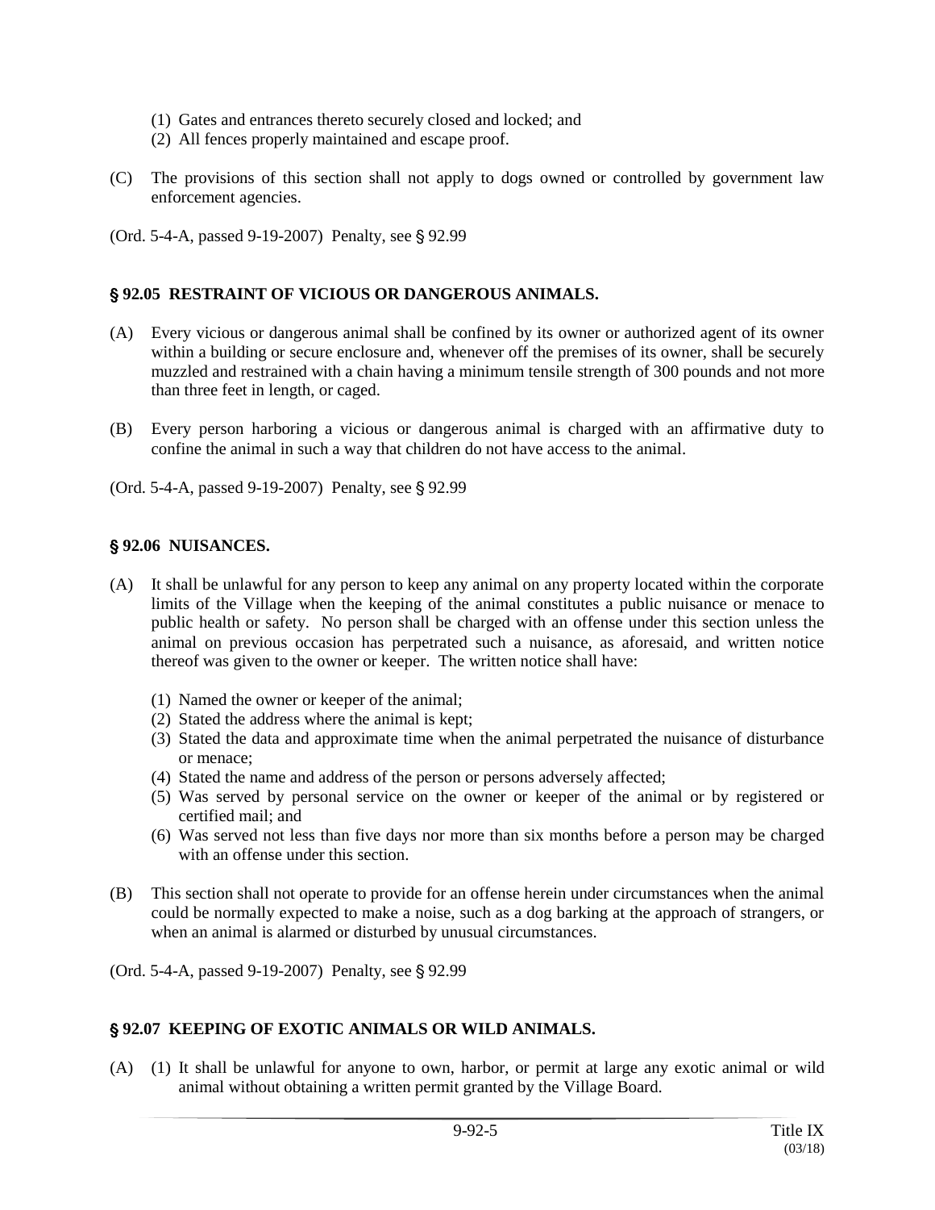(1) Gates and entrances thereto securely closed and locked; and
(2) All fences properly maintained and escape proof.

(C) The provisions of this section shall not apply to dogs owned or controlled by government law enforcement agencies.

(Ord. 5-4-A, passed 9-19-2007) Penalty, see § 92.99

### § 92.05 RESTRAINT OF VICIOUS OR DANGEROUS ANIMALS.

(A) Every vicious or dangerous animal shall be confined by its owner or authorized agent of its owner within a building or secure enclosure and, whenever off the premises of its owner, shall be securely muzzled and restrained with a chain having a minimum tensile strength of 300 pounds and not more than three feet in length, or caged.

(B) Every person harboring a vicious or dangerous animal is charged with an affirmative duty to confine the animal in such a way that children do not have access to the animal.

(Ord. 5-4-A, passed 9-19-2007) Penalty, see § 92.99

### § 92.06 NUISANCES.

(A) It shall be unlawful for any person to keep any animal on any property located within the corporate limits of the Village when the keeping of the animal constitutes a public nuisance or menace to public health or safety. No person shall be charged with an offense under this section unless the animal on previous occasion has perpetrated such a nuisance, as aforesaid, and written notice thereof was given to the owner or keeper. The written notice shall have:

(1) Named the owner or keeper of the animal;
(2) Stated the address where the animal is kept;
(3) Stated the data and approximate time when the animal perpetrated the nuisance of disturbance or menace;
(4) Stated the name and address of the person or persons adversely affected;
(5) Was served by personal service on the owner or keeper of the animal or by registered or certified mail; and
(6) Was served not less than five days nor more than six months before a person may be charged with an offense under this section.

(B) This section shall not operate to provide for an offense herein under circumstances when the animal could be normally expected to make a noise, such as a dog barking at the approach of strangers, or when an animal is alarmed or disturbed by unusual circumstances.

(Ord. 5-4-A, passed 9-19-2007) Penalty, see § 92.99

### § 92.07 KEEPING OF EXOTIC ANIMALS OR WILD ANIMALS.

(A) (1) It shall be unlawful for anyone to own, harbor, or permit at large any exotic animal or wild animal without obtaining a written permit granted by the Village Board.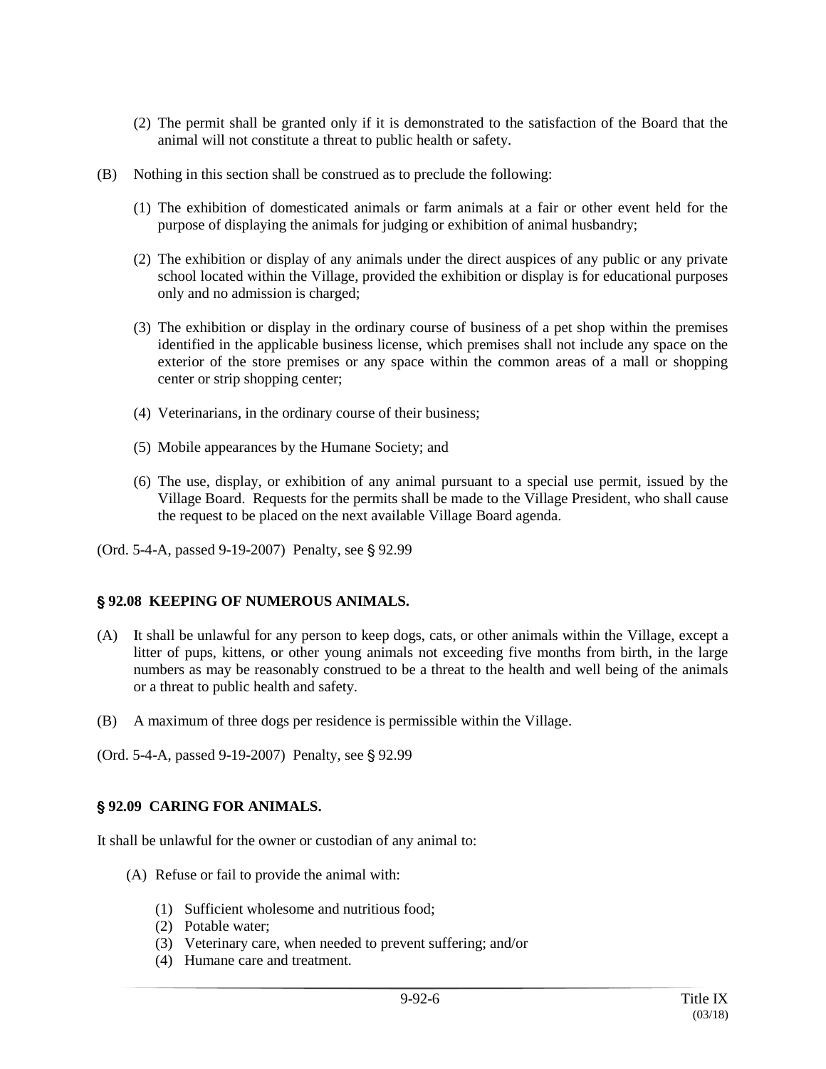(2) The permit shall be granted only if it is demonstrated to the satisfaction of the Board that the animal will not constitute a threat to public health or safety.

(B) Nothing in this section shall be construed as to preclude the following:

(1) The exhibition of domesticated animals or farm animals at a fair or other event held for the purpose of displaying the animals for judging or exhibition of animal husbandry;

(2) The exhibition or display of any animals under the direct auspices of any public or any private school located within the Village, provided the exhibition or display is for educational purposes only and no admission is charged;

(3) The exhibition or display in the ordinary course of business of a pet shop within the premises identified in the applicable business license, which premises shall not include any space on the exterior of the store premises or any space within the common areas of a mall or shopping center or strip shopping center;

(4) Veterinarians, in the ordinary course of their business;

(5) Mobile appearances by the Humane Society; and

(6) The use, display, or exhibition of any animal pursuant to a special use permit, issued by the Village Board. Requests for the permits shall be made to the Village President, who shall cause the request to be placed on the next available Village Board agenda.

(Ord. 5-4-A, passed 9-19-2007) Penalty, see § 92.99

**§ 92.08 KEEPING OF NUMEROUS ANIMALS.**

(A) It shall be unlawful for any person to keep dogs, cats, or other animals within the Village, except a litter of pups, kittens, or other young animals not exceeding five months from birth, in the large numbers as may be reasonably construed to be a threat to the health and well being of the animals or a threat to public health and safety.

(B) A maximum of three dogs per residence is permissible within the Village.

(Ord. 5-4-A, passed 9-19-2007) Penalty, see § 92.99

**§ 92.09 CARING FOR ANIMALS.**

It shall be unlawful for the owner or custodian of any animal to:

(A) Refuse or fail to provide the animal with:

(1) Sufficient wholesome and nutritious food;
(2) Potable water;
(3) Veterinary care, when needed to prevent suffering; and/or
(4) Humane care and treatment.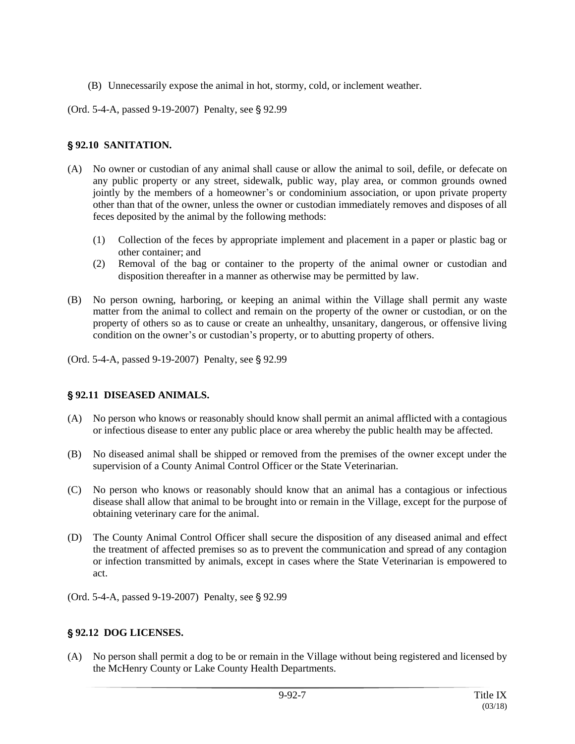(B) Unnecessarily expose the animal in hot, stormy, cold, or inclement weather.

(Ord. 5-4-A, passed 9-19-2007) Penalty, see § 92.99

### § 92.10 SANITATION.

(A) No owner or custodian of any animal shall cause or allow the animal to soil, defile, or defecate on any public property or any street, sidewalk, public way, play area, or common grounds owned jointly by the members of a homeowner's or condominium association, or upon private property other than that of the owner, unless the owner or custodian immediately removes and disposes of all feces deposited by the animal by the following methods:

(1) Collection of the feces by appropriate implement and placement in a paper or plastic bag or other container; and
(2) Removal of the bag or container to the property of the animal owner or custodian and disposition thereafter in a manner as otherwise may be permitted by law.

(B) No person owning, harboring, or keeping an animal within the Village shall permit any waste matter from the animal to collect and remain on the property of the owner or custodian, or on the property of others so as to cause or create an unhealthy, unsanitary, dangerous, or offensive living condition on the owner's or custodian's property, or to abutting property of others.

(Ord. 5-4-A, passed 9-19-2007) Penalty, see § 92.99

### § 92.11 DISEASED ANIMALS.

(A) No person who knows or reasonably should know shall permit an animal afflicted with a contagious or infectious disease to enter any public place or area whereby the public health may be affected.

(B) No diseased animal shall be shipped or removed from the premises of the owner except under the supervision of a County Animal Control Officer or the State Veterinarian.

(C) No person who knows or reasonably should know that an animal has a contagious or infectious disease shall allow that animal to be brought into or remain in the Village, except for the purpose of obtaining veterinary care for the animal.

(D) The County Animal Control Officer shall secure the disposition of any diseased animal and effect the treatment of affected premises so as to prevent the communication and spread of any contagion or infection transmitted by animals, except in cases where the State Veterinarian is empowered to act.

(Ord. 5-4-A, passed 9-19-2007) Penalty, see § 92.99

### § 92.12 DOG LICENSES.

(A) No person shall permit a dog to be or remain in the Village without being registered and licensed by the McHenry County or Lake County Health Departments.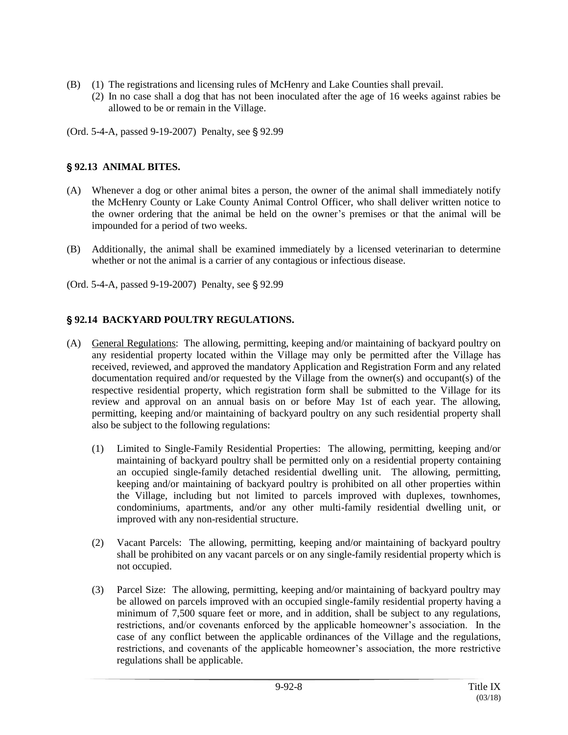(B) (1) The registrations and licensing rules of McHenry and Lake Counties shall prevail.
    (2) In no case shall a dog that has not been inoculated after the age of 16 weeks against rabies be allowed to be or remain in the Village.

(Ord. 5-4-A, passed 9-19-2007) Penalty, see § 92.99

## § 92.13 ANIMAL BITES.

(A) Whenever a dog or other animal bites a person, the owner of the animal shall immediately notify the McHenry County or Lake County Animal Control Officer, who shall deliver written notice to the owner ordering that the animal be held on the owner's premises or that the animal will be impounded for a period of two weeks.

(B) Additionally, the animal shall be examined immediately by a licensed veterinarian to determine whether or not the animal is a carrier of any contagious or infectious disease.

(Ord. 5-4-A, passed 9-19-2007) Penalty, see § 92.99

## § 92.14 BACKYARD POULTRY REGULATIONS.

(A) General Regulations: The allowing, permitting, keeping and/or maintaining of backyard poultry on any residential property located within the Village may only be permitted after the Village has received, reviewed, and approved the mandatory Application and Registration Form and any related documentation required and/or requested by the Village from the owner(s) and occupant(s) of the respective residential property, which registration form shall be submitted to the Village for its review and approval on an annual basis on or before May 1st of each year. The allowing, permitting, keeping and/or maintaining of backyard poultry on any such residential property shall also be subject to the following regulations:

   (1) Limited to Single-Family Residential Properties: The allowing, permitting, keeping and/or maintaining of backyard poultry shall be permitted only on a residential property containing an occupied single-family detached residential dwelling unit. The allowing, permitting, keeping and/or maintaining of backyard poultry is prohibited on all other properties within the Village, including but not limited to parcels improved with duplexes, townhomes, condominiums, apartments, and/or any other multi-family residential dwelling unit, or improved with any non-residential structure.

   (2) Vacant Parcels: The allowing, permitting, keeping and/or maintaining of backyard poultry shall be prohibited on any vacant parcels or on any single-family residential property which is not occupied.

   (3) Parcel Size: The allowing, permitting, keeping and/or maintaining of backyard poultry may be allowed on parcels improved with an occupied single-family residential property having a minimum of 7,500 square feet or more, and in addition, shall be subject to any regulations, restrictions, and/or covenants enforced by the applicable homeowner's association. In the case of any conflict between the applicable ordinances of the Village and the regulations, restrictions, and covenants of the applicable homeowner's association, the more restrictive regulations shall be applicable.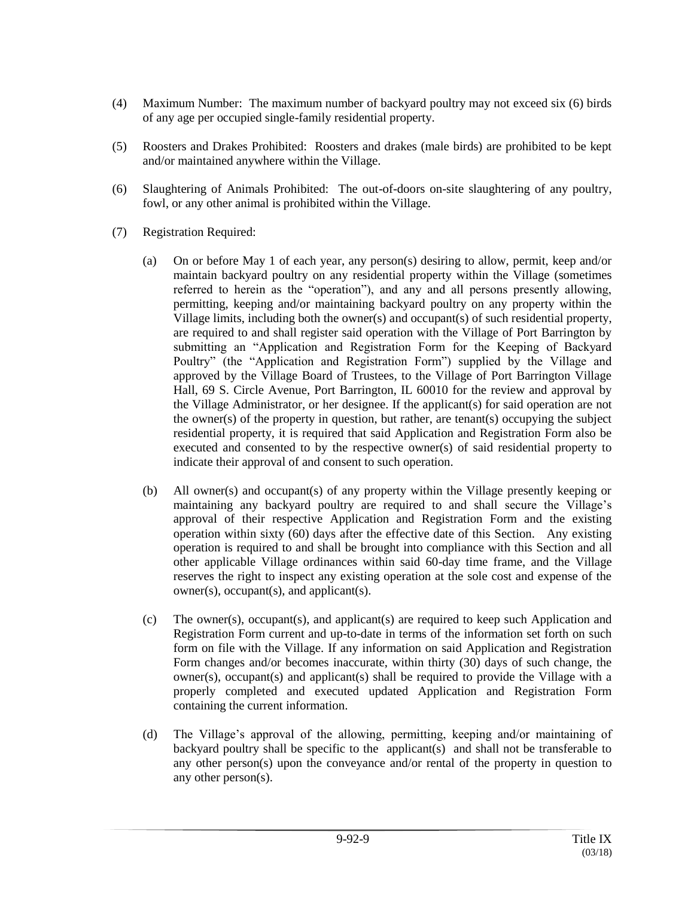(4) Maximum Number: The maximum number of backyard poultry may not exceed six (6) birds of any age per occupied single-family residential property.

(5) Roosters and Drakes Prohibited: Roosters and drakes (male birds) are prohibited to be kept and/or maintained anywhere within the Village.

(6) Slaughtering of Animals Prohibited: The out-of-doors on-site slaughtering of any poultry, fowl, or any other animal is prohibited within the Village.

(7) Registration Required:

(a) On or before May 1 of each year, any person(s) desiring to allow, permit, keep and/or maintain backyard poultry on any residential property within the Village (sometimes referred to herein as the "operation"), and any and all persons presently allowing, permitting, keeping and/or maintaining backyard poultry on any property within the Village limits, including both the owner(s) and occupant(s) of such residential property, are required to and shall register said operation with the Village of Port Barrington by submitting an "Application and Registration Form for the Keeping of Backyard Poultry" (the "Application and Registration Form") supplied by the Village and approved by the Village Board of Trustees, to the Village of Port Barrington Village Hall, 69 S. Circle Avenue, Port Barrington, IL 60010 for the review and approval by the Village Administrator, or her designee. If the applicant(s) for said operation are not the owner(s) of the property in question, but rather, are tenant(s) occupying the subject residential property, it is required that said Application and Registration Form also be executed and consented to by the respective owner(s) of said residential property to indicate their approval of and consent to such operation.

(b) All owner(s) and occupant(s) of any property within the Village presently keeping or maintaining any backyard poultry are required to and shall secure the Village's approval of their respective Application and Registration Form and the existing operation within sixty (60) days after the effective date of this Section. Any existing operation is required to and shall be brought into compliance with this Section and all other applicable Village ordinances within said 60-day time frame, and the Village reserves the right to inspect any existing operation at the sole cost and expense of the owner(s), occupant(s), and applicant(s).

(c) The owner(s), occupant(s), and applicant(s) are required to keep such Application and Registration Form current and up-to-date in terms of the information set forth on such form on file with the Village. If any information on said Application and Registration Form changes and/or becomes inaccurate, within thirty (30) days of such change, the owner(s), occupant(s) and applicant(s) shall be required to provide the Village with a properly completed and executed updated Application and Registration Form containing the current information.

(d) The Village's approval of the allowing, permitting, keeping and/or maintaining of backyard poultry shall be specific to the applicant(s) and shall not be transferable to any other person(s) upon the conveyance and/or rental of the property in question to any other person(s).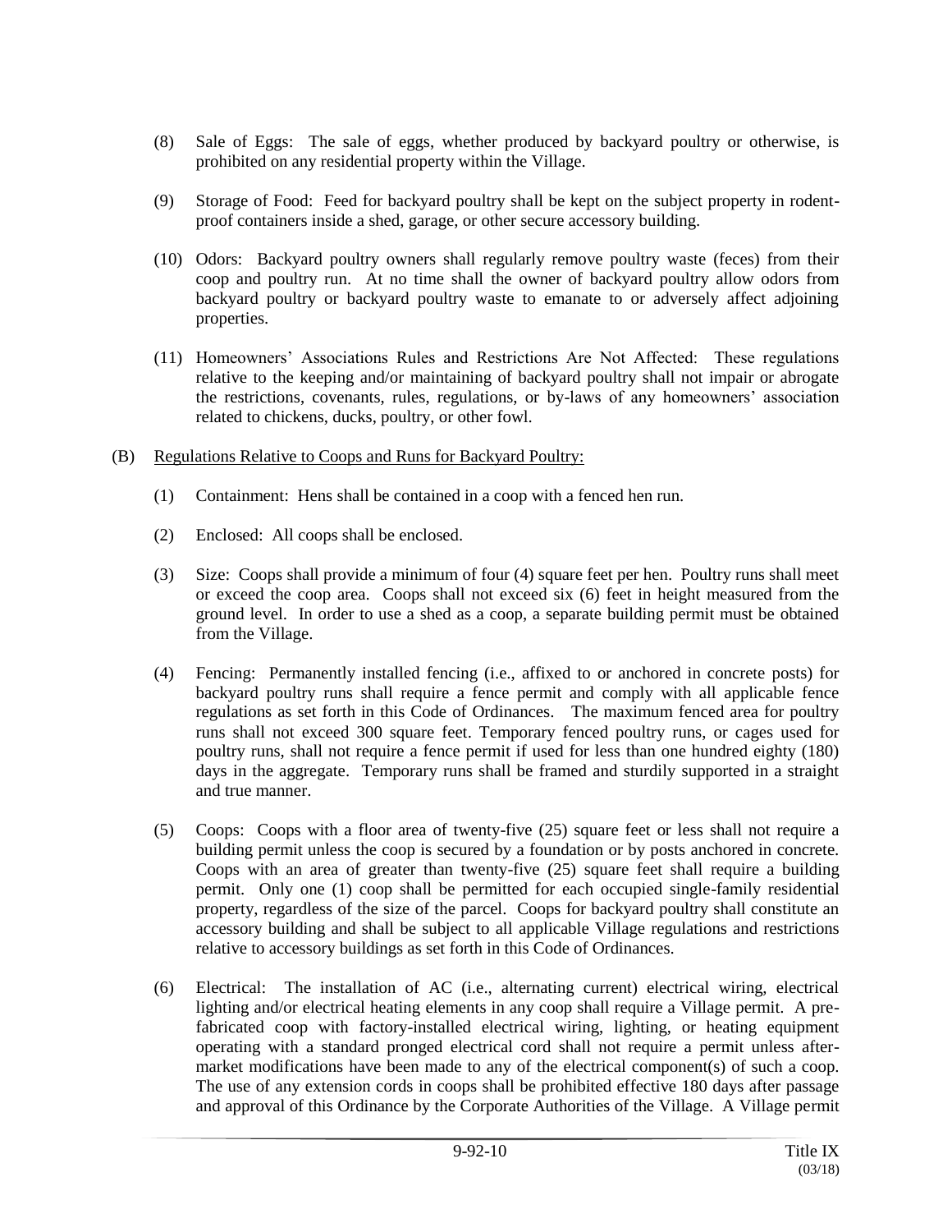(8) Sale of Eggs: The sale of eggs, whether produced by backyard poultry or otherwise, is prohibited on any residential property within the Village.

(9) Storage of Food: Feed for backyard poultry shall be kept on the subject property in rodent-proof containers inside a shed, garage, or other secure accessory building.

(10) Odors: Backyard poultry owners shall regularly remove poultry waste (feces) from their coop and poultry run. At no time shall the owner of backyard poultry allow odors from backyard poultry or backyard poultry waste to emanate to or adversely affect adjoining properties.

(11) Homeowners' Associations Rules and Restrictions Are Not Affected: These regulations relative to the keeping and/or maintaining of backyard poultry shall not impair or abrogate the restrictions, covenants, rules, regulations, or by-laws of any homeowners' association related to chickens, ducks, poultry, or other fowl.

(B) Regulations Relative to Coops and Runs for Backyard Poultry:

(1) Containment: Hens shall be contained in a coop with a fenced hen run.

(2) Enclosed: All coops shall be enclosed.

(3) Size: Coops shall provide a minimum of four (4) square feet per hen. Poultry runs shall meet or exceed the coop area. Coops shall not exceed six (6) feet in height measured from the ground level. In order to use a shed as a coop, a separate building permit must be obtained from the Village.

(4) Fencing: Permanently installed fencing (i.e., affixed to or anchored in concrete posts) for backyard poultry runs shall require a fence permit and comply with all applicable fence regulations as set forth in this Code of Ordinances. The maximum fenced area for poultry runs shall not exceed 300 square feet. Temporary fenced poultry runs, or cages used for poultry runs, shall not require a fence permit if used for less than one hundred eighty (180) days in the aggregate. Temporary runs shall be framed and sturdily supported in a straight and true manner.

(5) Coops: Coops with a floor area of twenty-five (25) square feet or less shall not require a building permit unless the coop is secured by a foundation or by posts anchored in concrete. Coops with an area of greater than twenty-five (25) square feet shall require a building permit. Only one (1) coop shall be permitted for each occupied single-family residential property, regardless of the size of the parcel. Coops for backyard poultry shall constitute an accessory building and shall be subject to all applicable Village regulations and restrictions relative to accessory buildings as set forth in this Code of Ordinances.

(6) Electrical: The installation of AC (i.e., alternating current) electrical wiring, electrical lighting and/or electrical heating elements in any coop shall require a Village permit. A pre-fabricated coop with factory-installed electrical wiring, lighting, or heating equipment operating with a standard pronged electrical cord shall not require a permit unless after-market modifications have been made to any of the electrical component(s) of such a coop. The use of any extension cords in coops shall be prohibited effective 180 days after passage and approval of this Ordinance by the Corporate Authorities of the Village. A Village permit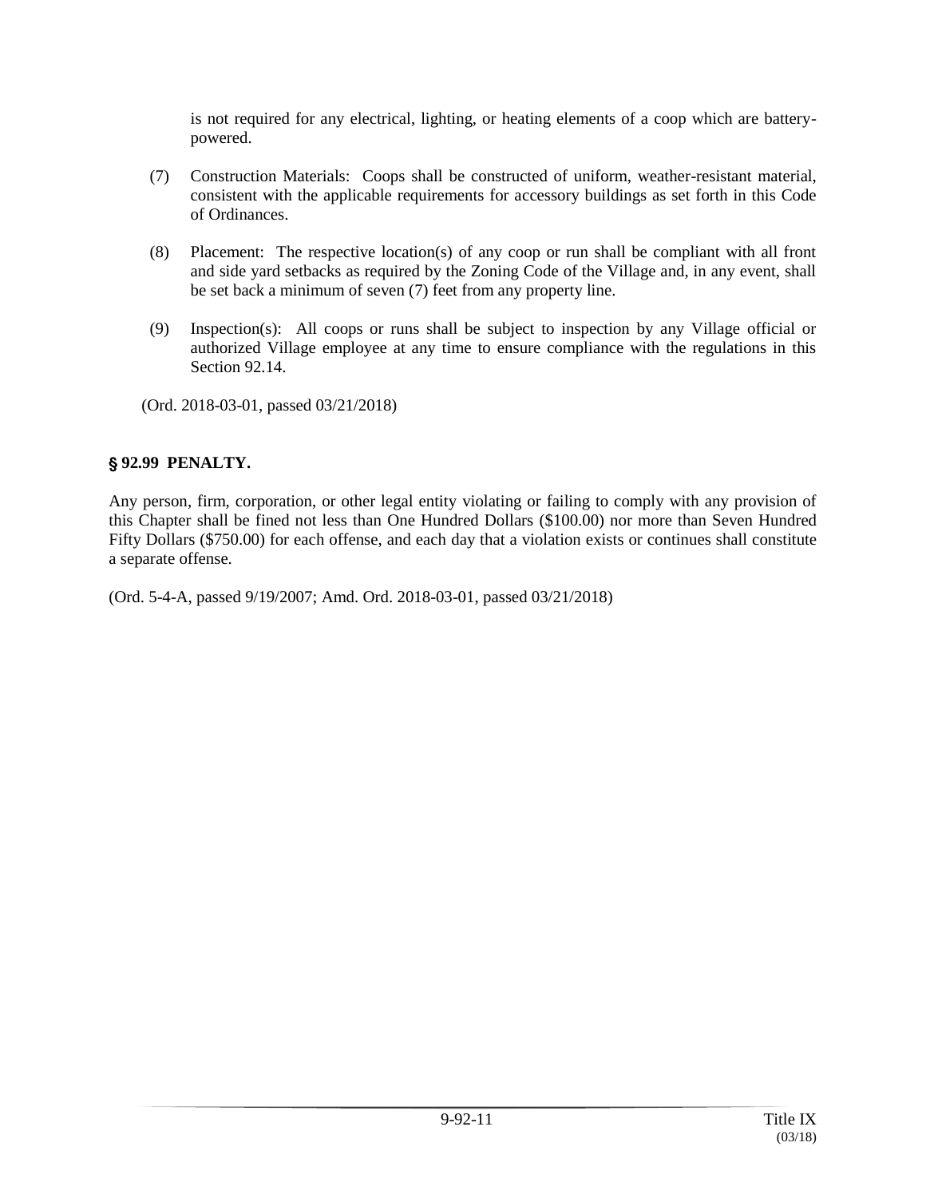is not required for any electrical, lighting, or heating elements of a coop which are battery-powered.

(7) Construction Materials: Coops shall be constructed of uniform, weather-resistant material, consistent with the applicable requirements for accessory buildings as set forth in this Code of Ordinances.

(8) Placement: The respective location(s) of any coop or run shall be compliant with all front and side yard setbacks as required by the Zoning Code of the Village and, in any event, shall be set back a minimum of seven (7) feet from any property line.

(9) Inspection(s): All coops or runs shall be subject to inspection by any Village official or authorized Village employee at any time to ensure compliance with the regulations in this Section 92.14.

(Ord. 2018-03-01, passed 03/21/2018)

## § 92.99 PENALTY.

Any person, firm, corporation, or other legal entity violating or failing to comply with any provision of this Chapter shall be fined not less than One Hundred Dollars ($100.00) nor more than Seven Hundred Fifty Dollars ($750.00) for each offense, and each day that a violation exists or continues shall constitute a separate offense.

(Ord. 5-4-A, passed 9/19/2007; Amd. Ord. 2018-03-01, passed 03/21/2018)